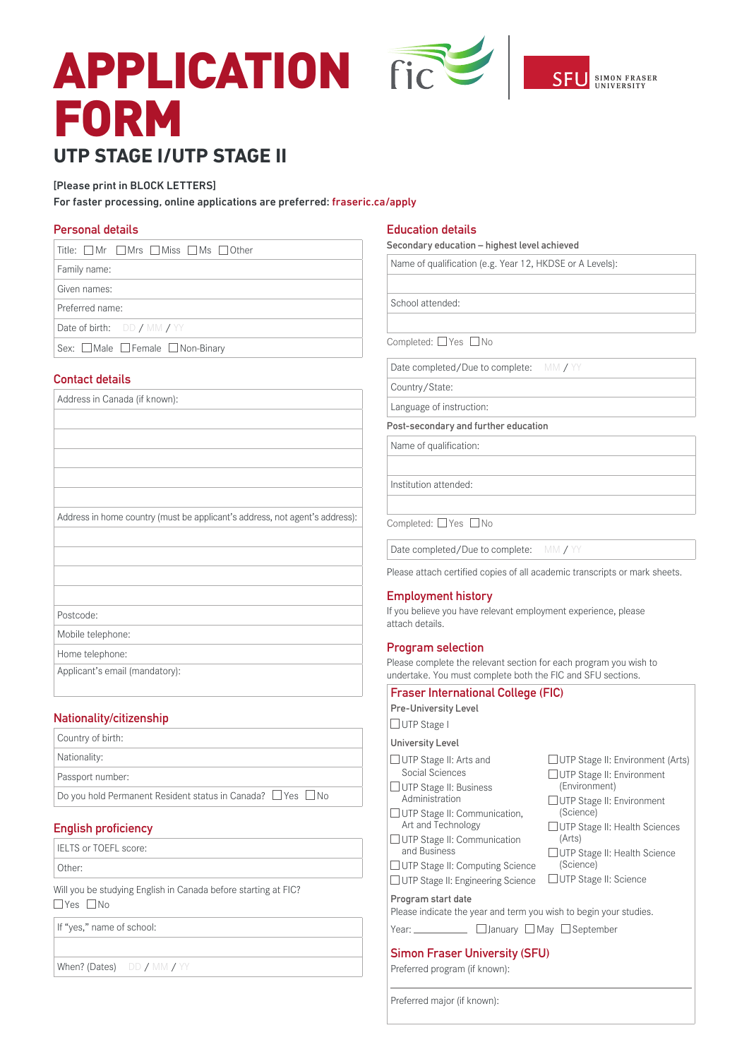# APPLICATION FORM

## UTP STAGE I/UTP STAGE II

**[Please print in BLOCK LETTERS]**

**For faster processing, online applications are preferred: fraseric.ca/apply**

### Personal details

| Title: ☐ Mr ☐ Mrs ☐ Miss ☐ Ms ☐ Other |
|---|
| Family name: |
| Given names: |
| Preferred name: |
| Date of birth: DD / MM / YY |
| Sex: ☐ Male ☐ Female ☐ Non-Binary |

### Contact details

| Address in Canada (if known): |
|---|
| |
| |
| |
| |
| |
| Address in home country (must be applicant's address, not agent's address): |
| |
| |
| |
| |
| Postcode: |
| Mobile telephone: |
| Home telephone: |
| Applicant's email (mandatory): |

### Nationality/citizenship

| Country of birth: |
|---|
| Nationality: |
| Passport number: |
| Do you hold Permanent Resident status in Canada? ☐ Yes ☐ No |

### English proficiency

| IELTS or TOEFL score: |
|---|
| Other: |

Will you be studying English in Canada before starting at FIC?
☐ Yes ☐ No

| If "yes," name of school: |
|---|
| |
| When? (Dates) DD / MM / YY |

### Education details

**Secondary education – highest level achieved**

| Name of qualification (e.g. Year 12, HKDSE or A Levels): |
|---|
| |
| School attended: |
| |

Completed: ☐ Yes ☐ No

| Date completed/Due to complete: MM / YY |
|---|
| Country/State: |
| Language of instruction: |

**Post-secondary and further education**

| Name of qualification: |
|---|
| |
| Institution attended: |
| |

Completed: ☐ Yes ☐ No

| Date completed/Due to complete: MM / YY |
|---|

Please attach certified copies of all academic transcripts or mark sheets.

### Employment history

If you believe you have relevant employment experience, please attach details.

### Program selection

Please complete the relevant section for each program you wish to undertake. You must complete both the FIC and SFU sections.

#### Fraser International College (FIC)

**Pre-University Level**

☐ UTP Stage I

**University Level**

☐ UTP Stage II: Arts and Social Sciences
☐ UTP Stage II: Business Administration
☐ UTP Stage II: Communication, Art and Technology
☐ UTP Stage II: Communication and Business
☐ UTP Stage II: Computing Science
☐ UTP Stage II: Engineering Science
☐ UTP Stage II: Environment (Arts)
☐ UTP Stage II: Environment (Environment)
☐ UTP Stage II: Environment (Science)
☐ UTP Stage II: Health Sciences (Arts)
☐ UTP Stage II: Health Science (Science)
☐ UTP Stage II: Science

**Program start date**

Please indicate the year and term you wish to begin your studies.

Year: ________ ☐ January ☐ May ☐ September

#### Simon Fraser University (SFU)

Preferred program (if known):

Preferred major (if known):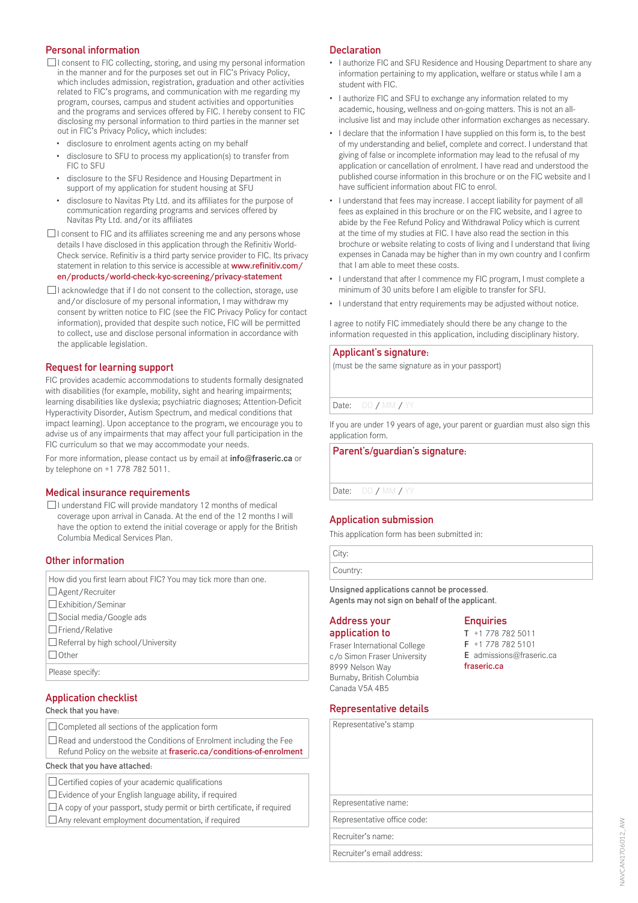## Personal information

☐ I consent to FIC collecting, storing, and using my personal information in the manner and for the purposes set out in FIC's Privacy Policy, which includes admission, registration, graduation and other activities related to FIC's programs, and communication with me regarding my program, courses, campus and student activities and opportunities and the programs and services offered by FIC. I hereby consent to FIC disclosing my personal information to third parties in the manner set out in FIC's Privacy Policy, which includes:

- disclosure to enrolment agents acting on my behalf
- disclosure to SFU to process my application(s) to transfer from FIC to SFU
- disclosure to the SFU Residence and Housing Department in support of my application for student housing at SFU
- disclosure to Navitas Pty Ltd. and its affiliates for the purpose of communication regarding programs and services offered by Navitas Pty Ltd. and/or its affiliates

☐ I consent to FIC and its affiliates screening me and any persons whose details I have disclosed in this application through the Refinitiv World-Check service. Refinitiv is a third party service provider to FIC. Its privacy statement in relation to this service is accessible at www.refinitiv.com/en/products/world-check-kyc-screening/privacy-statement

☐ I acknowledge that if I do not consent to the collection, storage, use and/or disclosure of my personal information, I may withdraw my consent by written notice to FIC (see the FIC Privacy Policy for contact information), provided that despite such notice, FIC will be permitted to collect, use and disclose personal information in accordance with the applicable legislation.

## Request for learning support

FIC provides academic accommodations to students formally designated with disabilities (for example, mobility, sight and hearing impairments; learning disabilities like dyslexia; psychiatric diagnoses; Attention-Deficit Hyperactivity Disorder, Autism Spectrum, and medical conditions that impact learning). Upon acceptance to the program, we encourage you to advise us of any impairments that may affect your full participation in the FIC curriculum so that we may accommodate your needs.

For more information, please contact us by email at **info@fraseric.ca** or by telephone on +1 778 782 5011.

## Medical insurance requirements

☐ I understand FIC will provide mandatory 12 months of medical coverage upon arrival in Canada. At the end of the 12 months I will have the option to extend the initial coverage or apply for the British Columbia Medical Services Plan.

## Other information

How did you first learn about FIC? You may tick more than one.

☐ Agent/Recruiter
☐ Exhibition/Seminar
☐ Social media/Google ads
☐ Friend/Relative
☐ Referral by high school/University
☐ Other

Please specify:

## Application checklist

**Check that you have:**

☐ Completed all sections of the application form
☐ Read and understood the Conditions of Enrolment including the Fee Refund Policy on the website at fraseric.ca/conditions-of-enrolment

**Check that you have attached:**

☐ Certified copies of your academic qualifications
☐ Evidence of your English language ability, if required
☐ A copy of your passport, study permit or birth certificate, if required
☐ Any relevant employment documentation, if required

## Declaration

- I authorize FIC and SFU Residence and Housing Department to share any information pertaining to my application, welfare or status while I am a student with FIC.
- I authorize FIC and SFU to exchange any information related to my academic, housing, wellness and on-going matters. This is not an all-inclusive list and may include other information exchanges as necessary.
- I declare that the information I have supplied on this form is, to the best of my understanding and belief, complete and correct. I understand that giving of false or incomplete information may lead to the refusal of my application or cancellation of enrolment. I have read and understood the published course information in this brochure or on the FIC website and I have sufficient information about FIC to enrol.
- I understand that fees may increase. I accept liability for payment of all fees as explained in this brochure or on the FIC website, and I agree to abide by the Fee Refund Policy and Withdrawal Policy which is current at the time of my studies at FIC. I have also read the section in this brochure or website relating to costs of living and I understand that living expenses in Canada may be higher than in my own country and I confirm that I am able to meet these costs.
- I understand that after I commence my FIC program, I must complete a minimum of 30 units before I am eligible to transfer for SFU.
- I understand that entry requirements may be adjusted without notice.

I agree to notify FIC immediately should there be any change to the information requested in this application, including disciplinary history.

**Applicant's signature:**
(must be the same signature as in your passport)

Date: DD / MM / YY

If you are under 19 years of age, your parent or guardian must also sign this application form.

**Parent's/guardian's signature:**

Date: DD / MM / YY

## Application submission

This application form has been submitted in:

City:

Country:

**Unsigned applications cannot be processed.**
**Agents may not sign on behalf of the applicant.**

## Address your application to

Fraser International College
c/o Simon Fraser University
8999 Nelson Way
Burnaby, British Columbia
Canada V5A 4B5

## Enquiries

**T** +1 778 782 5011
**F** +1 778 782 5101
**E** admissions@fraseric.ca
fraseric.ca

## Representative details

Representative's stamp

Representative name:

Representative office code:

Recruiter's name:

Recruiter's email address:

NAVCAN1706012_AW